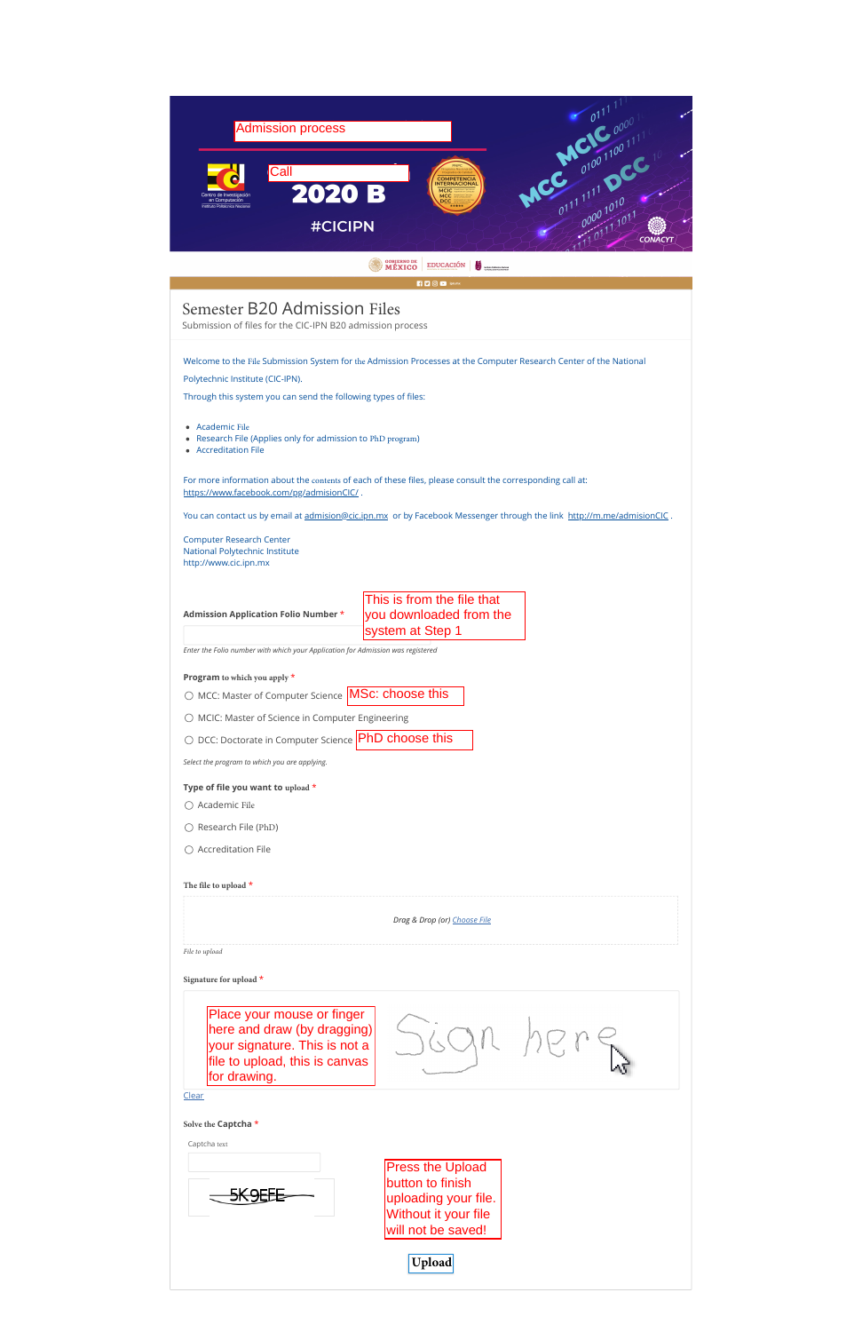Admission process

Call

2020 B

#CICIPN

# Semester B20 Admission Files

Submission of files for the CIC-IPN B20 admission process

Welcome to the File Submission System for the Admission Processes at the Computer Research Center of the National Polytechnic Institute (CIC-IPN).

Through this system you can send the following types of files:

- Academic File
- Research File (Applies only for admission to PhD program)
- Accreditation File

For more information about the contents of each of these files, please consult the corresponding call at: https://www.facebook.com/pg/admisionCIC/ .

You can contact us by email at admision@cic.ipn.mx or by Facebook Messenger through the link http://m.me/admisionCIC .

Computer Research Center
National Polytechnic Institute
http://www.cic.ipn.mx

**Admission Application Folio Number** *

This is from the file that you downloaded from the system at Step 1

*Enter the Folio number with which your Application for Admission was registered*

**Program to which you apply** *

- MCC: Master of Computer Science — MSc: choose this
- MCIC: Master of Science in Computer Engineering
- DCC: Doctorate in Computer Science — PhD choose this

*Select the program to which you are applying.*

**Type of file you want to upload** *

- Academic File
- Research File (PhD)
- Accreditation File

**The file to upload** *

*Drag & Drop (or) Choose File*

*File to upload*

**Signature for upload** *

Place your mouse or finger here and draw (by dragging) your signature. This is not a file to upload, this is canvas for drawing.

Sign here

Clear

**Solve the Captcha** *

Captcha text

5K9EFE

Press the Upload button to finish uploading your file. Without it your file will not be saved!

**Upload**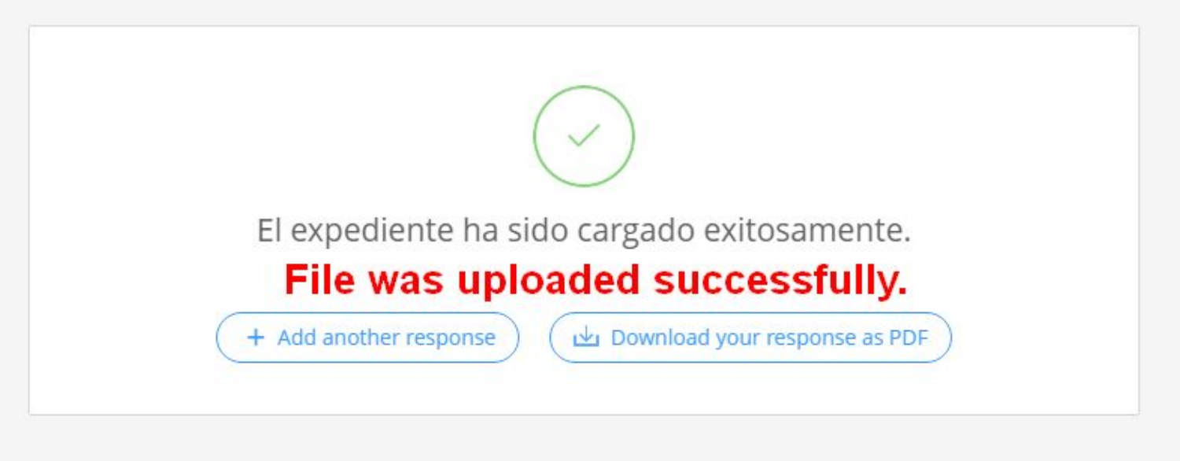El expediente ha sido cargado exitosamente.

**File was uploaded successfully.**

+ Add another response

Download your response as PDF